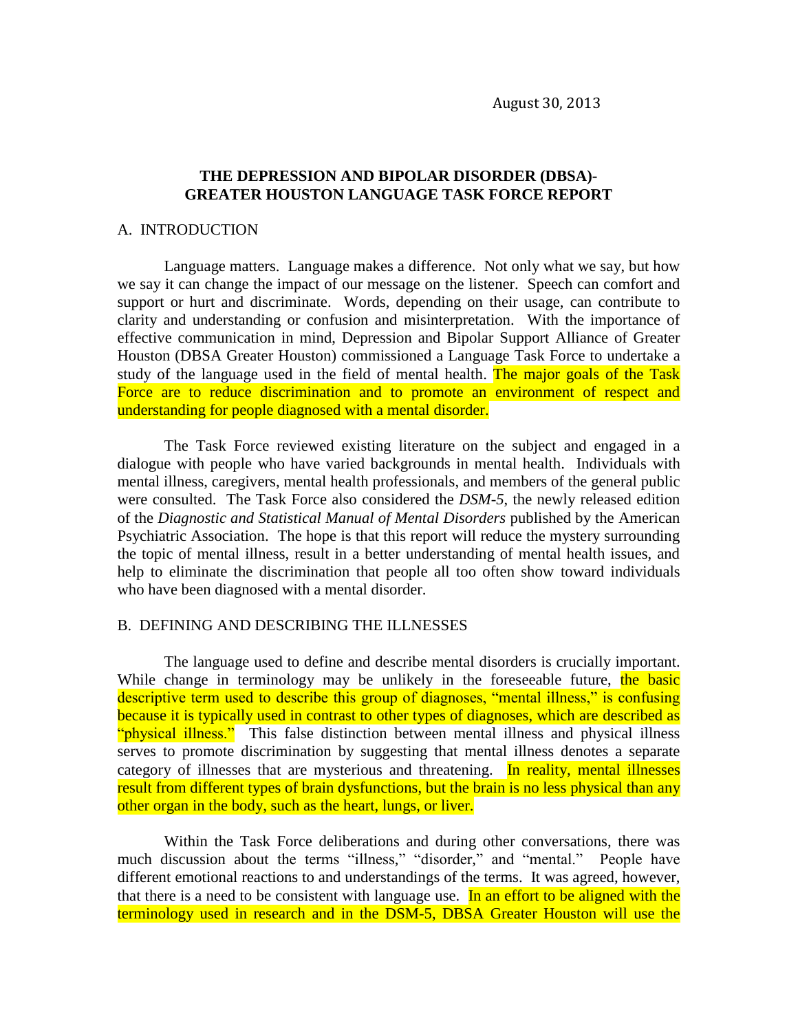August 30, 2013

# THE DEPRESSION AND BIPOLAR DISORDER (DBSA)-GREATER HOUSTON LANGUAGE TASK FORCE REPORT

## A. INTRODUCTION

Language matters. Language makes a difference. Not only what we say, but how we say it can change the impact of our message on the listener. Speech can comfort and support or hurt and discriminate. Words, depending on their usage, can contribute to clarity and understanding or confusion and misinterpretation. With the importance of effective communication in mind, Depression and Bipolar Support Alliance of Greater Houston (DBSA Greater Houston) commissioned a Language Task Force to undertake a study of the language used in the field of mental health. The major goals of the Task Force are to reduce discrimination and to promote an environment of respect and understanding for people diagnosed with a mental disorder.

The Task Force reviewed existing literature on the subject and engaged in a dialogue with people who have varied backgrounds in mental health. Individuals with mental illness, caregivers, mental health professionals, and members of the general public were consulted. The Task Force also considered the *DSM-5*, the newly released edition of the *Diagnostic and Statistical Manual of Mental Disorders* published by the American Psychiatric Association. The hope is that this report will reduce the mystery surrounding the topic of mental illness, result in a better understanding of mental health issues, and help to eliminate the discrimination that people all too often show toward individuals who have been diagnosed with a mental disorder.

## B. DEFINING AND DESCRIBING THE ILLNESSES

The language used to define and describe mental disorders is crucially important. While change in terminology may be unlikely in the foreseeable future, the basic descriptive term used to describe this group of diagnoses, "mental illness," is confusing because it is typically used in contrast to other types of diagnoses, which are described as "physical illness." This false distinction between mental illness and physical illness serves to promote discrimination by suggesting that mental illness denotes a separate category of illnesses that are mysterious and threatening. In reality, mental illnesses result from different types of brain dysfunctions, but the brain is no less physical than any other organ in the body, such as the heart, lungs, or liver.

Within the Task Force deliberations and during other conversations, there was much discussion about the terms "illness," "disorder," and "mental." People have different emotional reactions to and understandings of the terms. It was agreed, however, that there is a need to be consistent with language use. In an effort to be aligned with the terminology used in research and in the DSM-5, DBSA Greater Houston will use the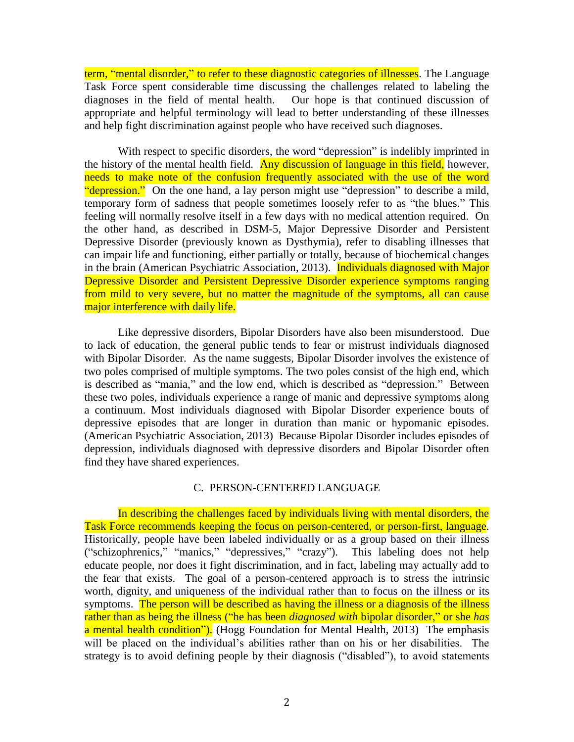term, "mental disorder," to refer to these diagnostic categories of illnesses. The Language Task Force spent considerable time discussing the challenges related to labeling the diagnoses in the field of mental health. Our hope is that continued discussion of appropriate and helpful terminology will lead to better understanding of these illnesses and help fight discrimination against people who have received such diagnoses.

With respect to specific disorders, the word "depression" is indelibly imprinted in the history of the mental health field. Any discussion of language in this field, however, needs to make note of the confusion frequently associated with the use of the word "depression." On the one hand, a lay person might use "depression" to describe a mild, temporary form of sadness that people sometimes loosely refer to as "the blues." This feeling will normally resolve itself in a few days with no medical attention required. On the other hand, as described in DSM-5, Major Depressive Disorder and Persistent Depressive Disorder (previously known as Dysthymia), refer to disabling illnesses that can impair life and functioning, either partially or totally, because of biochemical changes in the brain (American Psychiatric Association, 2013). Individuals diagnosed with Major Depressive Disorder and Persistent Depressive Disorder experience symptoms ranging from mild to very severe, but no matter the magnitude of the symptoms, all can cause major interference with daily life.

Like depressive disorders, Bipolar Disorders have also been misunderstood. Due to lack of education, the general public tends to fear or mistrust individuals diagnosed with Bipolar Disorder. As the name suggests, Bipolar Disorder involves the existence of two poles comprised of multiple symptoms. The two poles consist of the high end, which is described as "mania," and the low end, which is described as "depression." Between these two poles, individuals experience a range of manic and depressive symptoms along a continuum. Most individuals diagnosed with Bipolar Disorder experience bouts of depressive episodes that are longer in duration than manic or hypomanic episodes. (American Psychiatric Association, 2013) Because Bipolar Disorder includes episodes of depression, individuals diagnosed with depressive disorders and Bipolar Disorder often find they have shared experiences.

## C. PERSON-CENTERED LANGUAGE

In describing the challenges faced by individuals living with mental disorders, the Task Force recommends keeping the focus on person-centered, or person-first, language. Historically, people have been labeled individually or as a group based on their illness ("schizophrenics," "manics," "depressives," "crazy"). This labeling does not help educate people, nor does it fight discrimination, and in fact, labeling may actually add to the fear that exists. The goal of a person-centered approach is to stress the intrinsic worth, dignity, and uniqueness of the individual rather than to focus on the illness or its symptoms. The person will be described as having the illness or a diagnosis of the illness rather than as being the illness ("he has been *diagnosed with* bipolar disorder," or she *has* a mental health condition"). (Hogg Foundation for Mental Health, 2013) The emphasis will be placed on the individual's abilities rather than on his or her disabilities. The strategy is to avoid defining people by their diagnosis ("disabled"), to avoid statements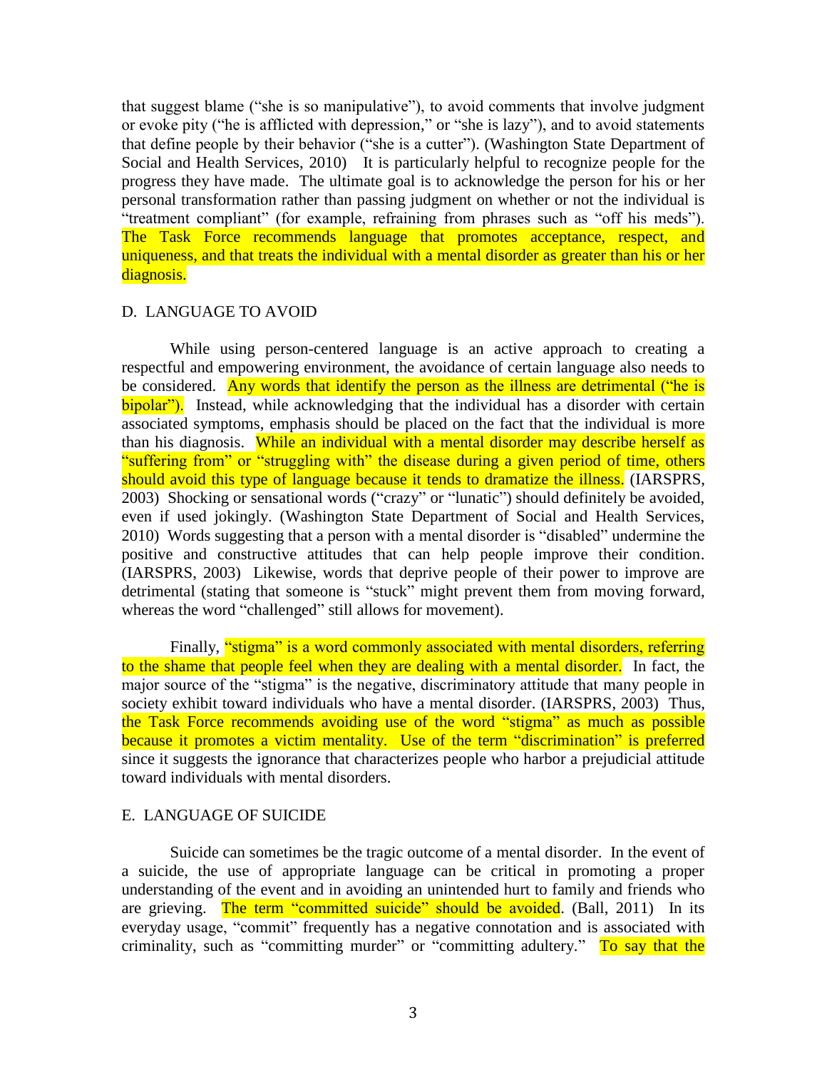that suggest blame ("she is so manipulative"), to avoid comments that involve judgment or evoke pity ("he is afflicted with depression," or "she is lazy"), and to avoid statements that define people by their behavior ("she is a cutter"). (Washington State Department of Social and Health Services, 2010) It is particularly helpful to recognize people for the progress they have made. The ultimate goal is to acknowledge the person for his or her personal transformation rather than passing judgment on whether or not the individual is "treatment compliant" (for example, refraining from phrases such as "off his meds"). The Task Force recommends language that promotes acceptance, respect, and uniqueness, and that treats the individual with a mental disorder as greater than his or her diagnosis.

D. LANGUAGE TO AVOID

While using person-centered language is an active approach to creating a respectful and empowering environment, the avoidance of certain language also needs to be considered. Any words that identify the person as the illness are detrimental ("he is bipolar"). Instead, while acknowledging that the individual has a disorder with certain associated symptoms, emphasis should be placed on the fact that the individual is more than his diagnosis. While an individual with a mental disorder may describe herself as "suffering from" or "struggling with" the disease during a given period of time, others should avoid this type of language because it tends to dramatize the illness. (IARSPRS, 2003) Shocking or sensational words ("crazy" or "lunatic") should definitely be avoided, even if used jokingly. (Washington State Department of Social and Health Services, 2010) Words suggesting that a person with a mental disorder is "disabled" undermine the positive and constructive attitudes that can help people improve their condition. (IARSPRS, 2003) Likewise, words that deprive people of their power to improve are detrimental (stating that someone is "stuck" might prevent them from moving forward, whereas the word "challenged" still allows for movement).

Finally, "stigma" is a word commonly associated with mental disorders, referring to the shame that people feel when they are dealing with a mental disorder. In fact, the major source of the "stigma" is the negative, discriminatory attitude that many people in society exhibit toward individuals who have a mental disorder. (IARSPRS, 2003) Thus, the Task Force recommends avoiding use of the word "stigma" as much as possible because it promotes a victim mentality. Use of the term "discrimination" is preferred since it suggests the ignorance that characterizes people who harbor a prejudicial attitude toward individuals with mental disorders.

E. LANGUAGE OF SUICIDE

Suicide can sometimes be the tragic outcome of a mental disorder. In the event of a suicide, the use of appropriate language can be critical in promoting a proper understanding of the event and in avoiding an unintended hurt to family and friends who are grieving. The term "committed suicide" should be avoided. (Ball, 2011) In its everyday usage, "commit" frequently has a negative connotation and is associated with criminality, such as "committing murder" or "committing adultery." To say that the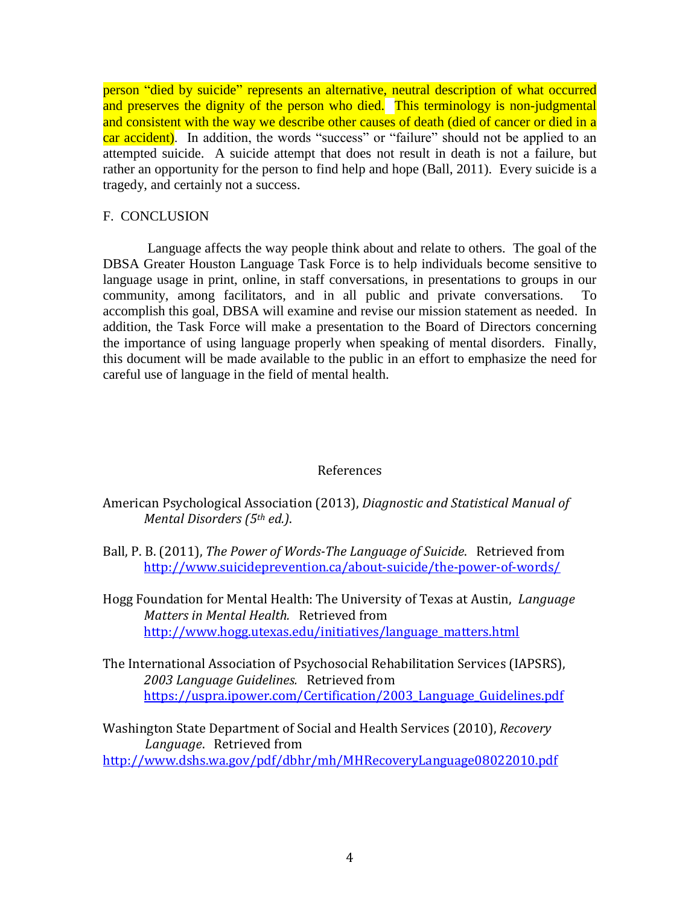person "died by suicide" represents an alternative, neutral description of what occurred and preserves the dignity of the person who died. This terminology is non-judgmental and consistent with the way we describe other causes of death (died of cancer or died in a car accident). In addition, the words "success" or "failure" should not be applied to an attempted suicide. A suicide attempt that does not result in death is not a failure, but rather an opportunity for the person to find help and hope (Ball, 2011). Every suicide is a tragedy, and certainly not a success.

## F. CONCLUSION

Language affects the way people think about and relate to others. The goal of the DBSA Greater Houston Language Task Force is to help individuals become sensitive to language usage in print, online, in staff conversations, in presentations to groups in our community, among facilitators, and in all public and private conversations. To accomplish this goal, DBSA will examine and revise our mission statement as needed. In addition, the Task Force will make a presentation to the Board of Directors concerning the importance of using language properly when speaking of mental disorders. Finally, this document will be made available to the public in an effort to emphasize the need for careful use of language in the field of mental health.

## References

American Psychological Association (2013), *Diagnostic and Statistical Manual of Mental Disorders (5th ed.)*.

Ball, P. B. (2011), *The Power of Words-The Language of Suicide*. Retrieved from http://www.suicideprevention.ca/about-suicide/the-power-of-words/

Hogg Foundation for Mental Health: The University of Texas at Austin, *Language Matters in Mental Health.* Retrieved from http://www.hogg.utexas.edu/initiatives/language_matters.html

The International Association of Psychosocial Rehabilitation Services (IAPSRS), *2003 Language Guidelines.* Retrieved from https://uspra.ipower.com/Certification/2003_Language_Guidelines.pdf

Washington State Department of Social and Health Services (2010), *Recovery Language*. Retrieved from http://www.dshs.wa.gov/pdf/dbhr/mh/MHRecoveryLanguage08022010.pdf